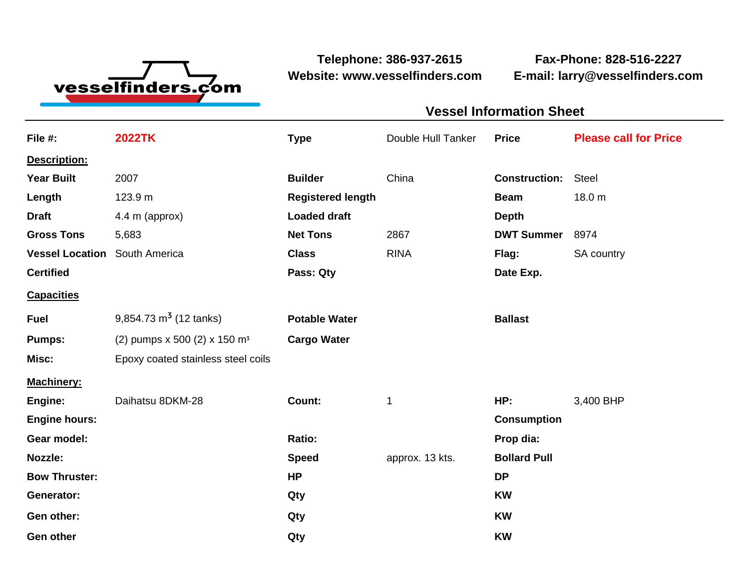vesselfinders.com

**Telephone: 386-937-2615**
**Website: www.vesselfinders.com**

**Fax-Phone: 828-516-2227**
**E-mail: larry@vesselfinders.com**

## Vessel Information Sheet

| | | | | | |
|---|---|---|---|---|---|
| **File #:** | **2022TK** | **Type** | Double Hull Tanker | **Price** | **Please call for Price** |

**Description:**

| | | | | | |
|---|---|---|---|---|---|
| **Year Built** | 2007 | **Builder** | China | **Construction:** | Steel |
| **Length** | 123.9 m | **Registered length** | | **Beam** | 18.0 m |
| **Draft** | 4.4 m (approx) | **Loaded draft** | | **Depth** | |
| **Gross Tons** | 5,683 | **Net Tons** | 2867 | **DWT Summer** | 8974 |
| **Vessel Location** | South America | **Class** | RINA | **Flag:** | SA country |
| **Certified** | | **Pass: Qty** | | **Date Exp.** | |

**Capacities**

| | | | | | |
|---|---|---|---|---|---|
| **Fuel** | 9,854.73 $m^3$ (12 tanks) | **Potable Water** | | **Ballast** | |
| **Pumps:** | (2) pumps x 500 (2) x 150 $m^3$ | **Cargo Water** | | | |
| **Misc:** | Epoxy coated stainless steel coils | | | | |

**Machinery:**

| | | | | | |
|---|---|---|---|---|---|
| **Engine:** | Daihatsu 8DKM-28 | **Count:** | 1 | **HP:** | 3,400 BHP |
| **Engine hours:** | | | | **Consumption** | |
| **Gear model:** | | **Ratio:** | | **Prop dia:** | |
| **Nozzle:** | | **Speed** | approx. 13 kts. | **Bollard Pull** | |
| **Bow Thruster:** | | **HP** | | **DP** | |
| **Generator:** | | **Qty** | | **KW** | |
| **Gen other:** | | **Qty** | | **KW** | |
| **Gen other** | | **Qty** | | **KW** | |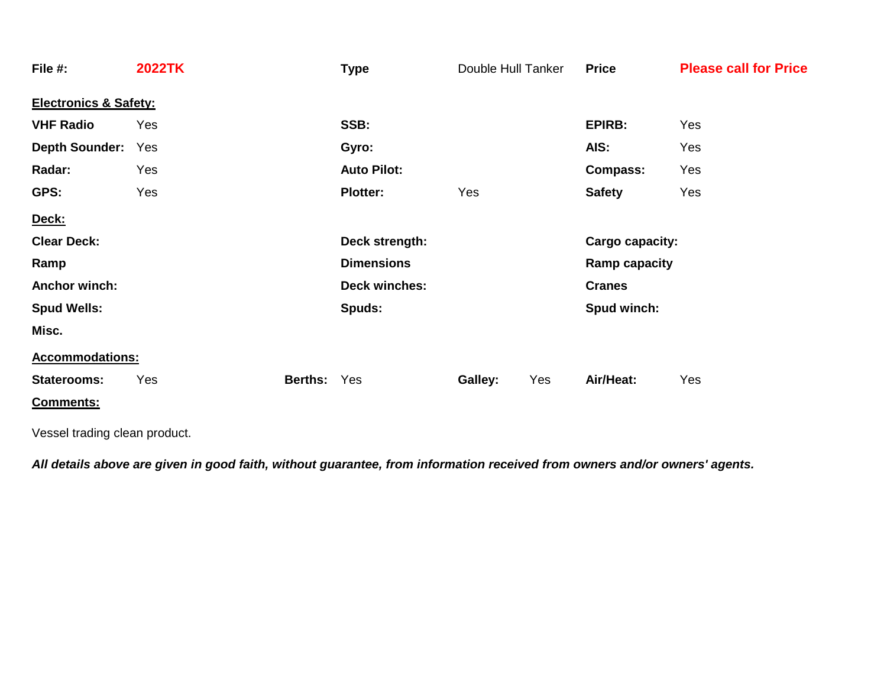| | | | | | |
|---|---|---|---|---|---|
| **File #:** | **2022TK** | **Type** | Double Hull Tanker | **Price** | **Please call for Price** |

**Electronics & Safety:**

| | | | | | |
|---|---|---|---|---|---|
| **VHF Radio** | Yes | **SSB:** | | **EPIRB:** | Yes |
| **Depth Sounder:** | Yes | **Gyro:** | | **AIS:** | Yes |
| **Radar:** | Yes | **Auto Pilot:** | | **Compass:** | Yes |
| **GPS:** | Yes | **Plotter:** | Yes | **Safety** | Yes |

**Deck:**

| | | | | | |
|---|---|---|---|---|---|
| **Clear Deck:** | | **Deck strength:** | | **Cargo capacity:** | |
| **Ramp** | | **Dimensions** | | **Ramp capacity** | |
| **Anchor winch:** | | **Deck winches:** | | **Cranes** | |
| **Spud Wells:** | | **Spuds:** | | **Spud winch:** | |
| **Misc.** | | | | | |

**Accommodations:**

| | | | | | | | |
|---|---|---|---|---|---|---|---|
| **Staterooms:** | Yes | **Berths:** | Yes | **Galley:** | Yes | **Air/Heat:** | Yes |

**Comments:**

Vessel trading clean product.

***All details above are given in good faith, without guarantee, from information received from owners and/or owners' agents.***